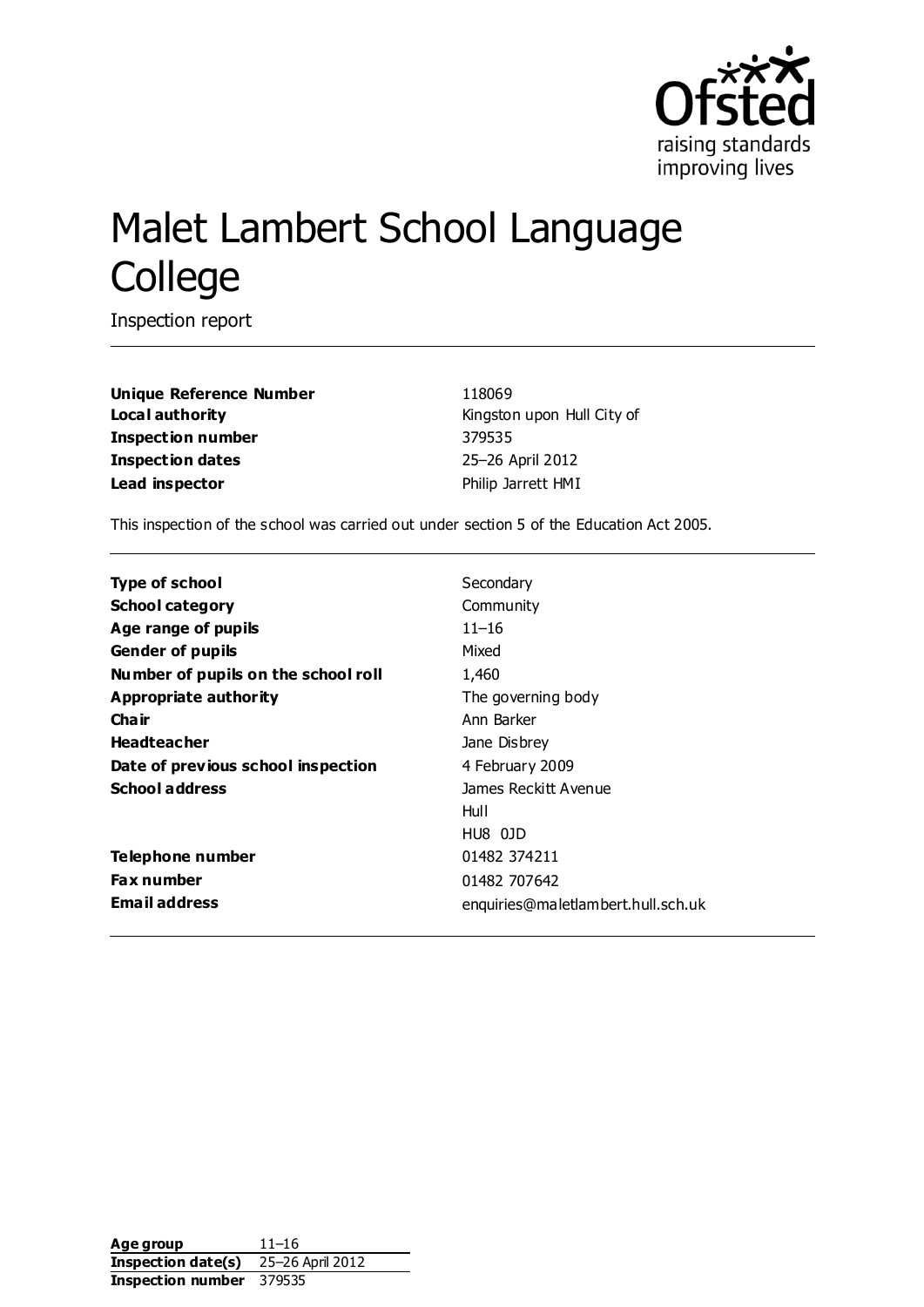# Malet Lambert School Language College

Inspection report

| | |
|---|---|
| **Unique Reference Number** | 118069 |
| **Local authority** | Kingston upon Hull City of |
| **Inspection number** | 379535 |
| **Inspection dates** | 25–26 April 2012 |
| **Lead inspector** | Philip Jarrett HMI |

This inspection of the school was carried out under section 5 of the Education Act 2005.

| | |
|---|---|
| **Type of school** | Secondary |
| **School category** | Community |
| **Age range of pupils** | 11–16 |
| **Gender of pupils** | Mixed |
| **Number of pupils on the school roll** | 1,460 |
| **Appropriate authority** | The governing body |
| **Chair** | Ann Barker |
| **Headteacher** | Jane Disbrey |
| **Date of previous school inspection** | 4 February 2009 |
| **School address** | James Reckitt Avenue<br>Hull<br>HU8 0JD |
| **Telephone number** | 01482 374211 |
| **Fax number** | 01482 707642 |
| **Email address** | enquiries@maletlambert.hull.sch.uk |

| | |
|---|---|
| **Age group** | 11–16 |
| **Inspection date(s)** | 25–26 April 2012 |
| **Inspection number** | 379535 |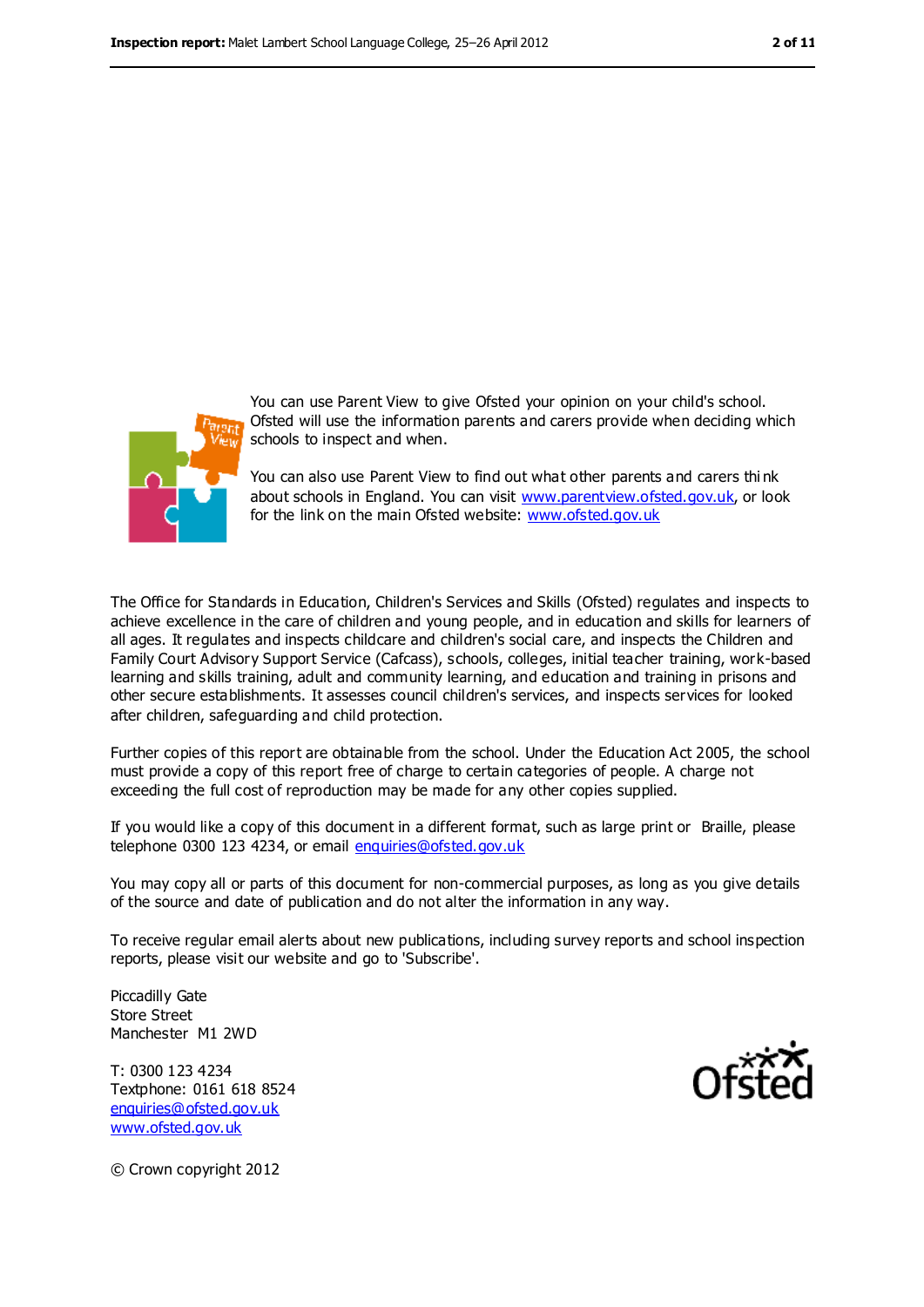You can use Parent View to give Ofsted your opinion on your child's school. Ofsted will use the information parents and carers provide when deciding which schools to inspect and when.

You can also use Parent View to find out what other parents and carers think about schools in England. You can visit www.parentview.ofsted.gov.uk, or look for the link on the main Ofsted website: www.ofsted.gov.uk

The Office for Standards in Education, Children's Services and Skills (Ofsted) regulates and inspects to achieve excellence in the care of children and young people, and in education and skills for learners of all ages. It regulates and inspects childcare and children's social care, and inspects the Children and Family Court Advisory Support Service (Cafcass), schools, colleges, initial teacher training, work-based learning and skills training, adult and community learning, and education and training in prisons and other secure establishments. It assesses council children's services, and inspects services for looked after children, safeguarding and child protection.

Further copies of this report are obtainable from the school. Under the Education Act 2005, the school must provide a copy of this report free of charge to certain categories of people. A charge not exceeding the full cost of reproduction may be made for any other copies supplied.

If you would like a copy of this document in a different format, such as large print or Braille, please telephone 0300 123 4234, or email enquiries@ofsted.gov.uk

You may copy all or parts of this document for non-commercial purposes, as long as you give details of the source and date of publication and do not alter the information in any way.

To receive regular email alerts about new publications, including survey reports and school inspection reports, please visit our website and go to 'Subscribe'.

Piccadilly Gate  
Store Street  
Manchester M1 2WD

T: 0300 123 4234  
Textphone: 0161 618 8524  
enquiries@ofsted.gov.uk  
www.ofsted.gov.uk

© Crown copyright 2012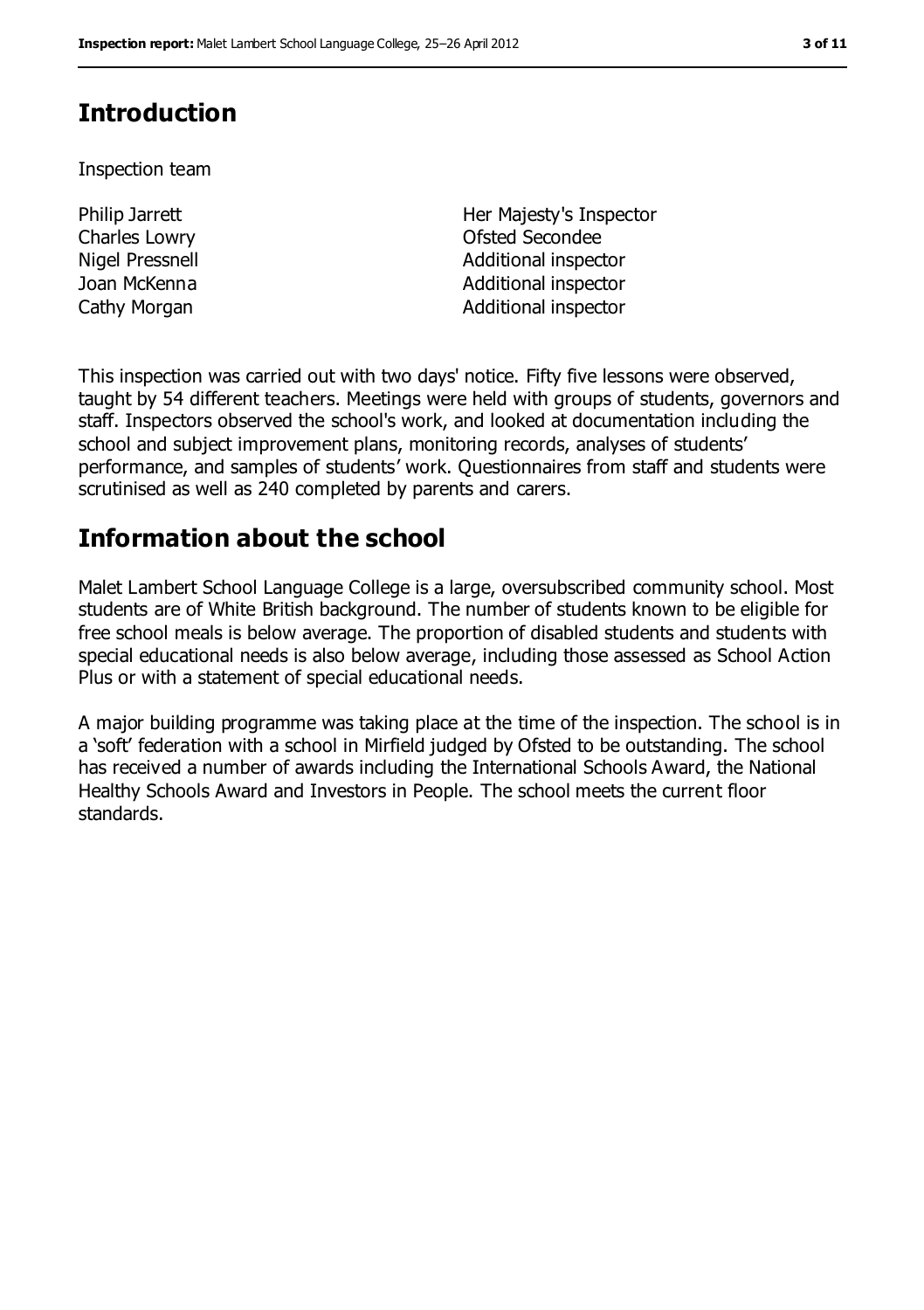## Introduction

Inspection team

| | |
|---|---|
| Philip Jarrett | Her Majesty's Inspector |
| Charles Lowry | Ofsted Secondee |
| Nigel Pressnell | Additional inspector |
| Joan McKenna | Additional inspector |
| Cathy Morgan | Additional inspector |

This inspection was carried out with two days' notice. Fifty five lessons were observed, taught by 54 different teachers. Meetings were held with groups of students, governors and staff. Inspectors observed the school's work, and looked at documentation including the school and subject improvement plans, monitoring records, analyses of students' performance, and samples of students' work. Questionnaires from staff and students were scrutinised as well as 240 completed by parents and carers.

## Information about the school

Malet Lambert School Language College is a large, oversubscribed community school. Most students are of White British background. The number of students known to be eligible for free school meals is below average. The proportion of disabled students and students with special educational needs is also below average, including those assessed as School Action Plus or with a statement of special educational needs.

A major building programme was taking place at the time of the inspection. The school is in a 'soft' federation with a school in Mirfield judged by Ofsted to be outstanding. The school has received a number of awards including the International Schools Award, the National Healthy Schools Award and Investors in People. The school meets the current floor standards.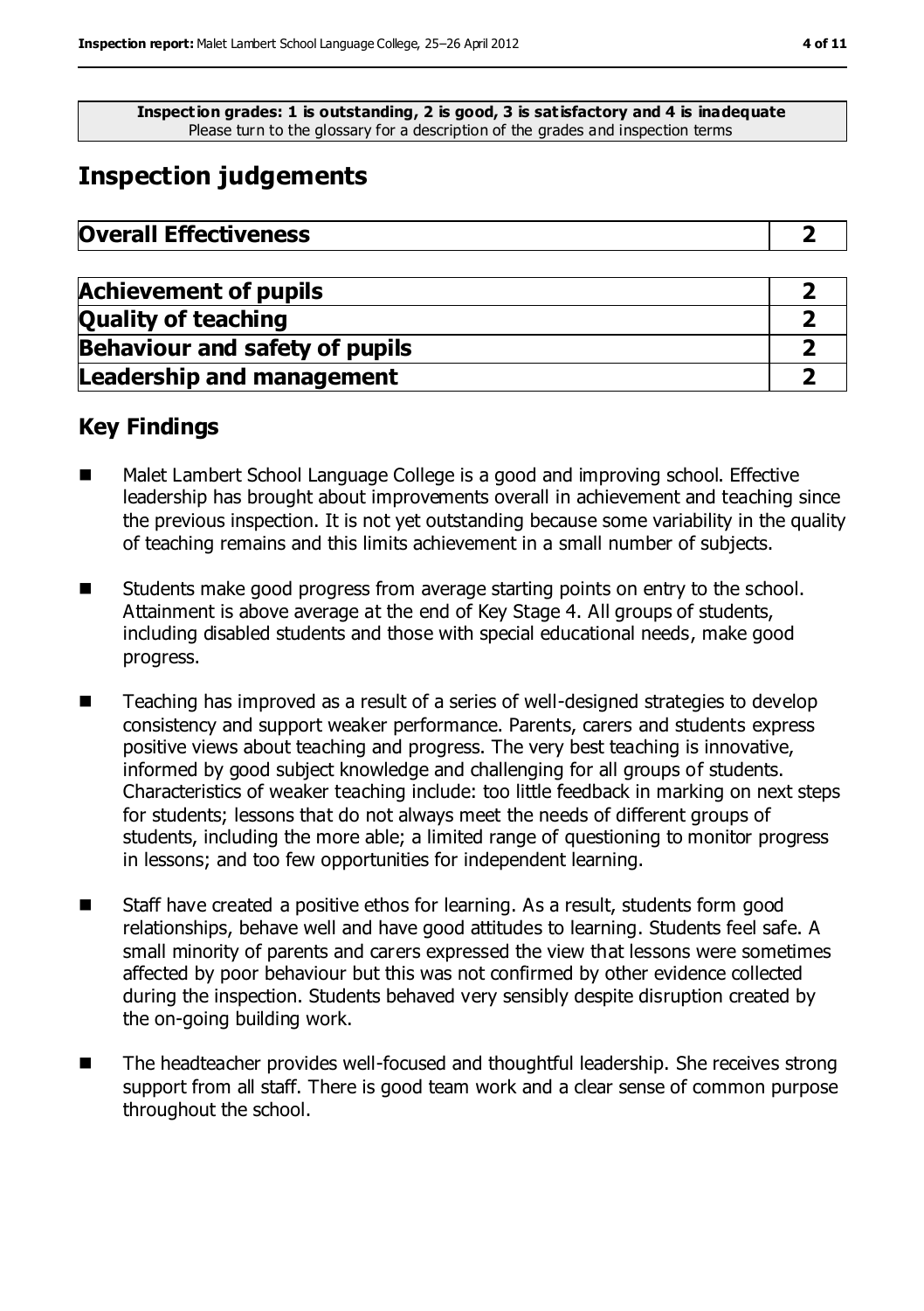**Inspection grades: 1 is outstanding, 2 is good, 3 is satisfactory and 4 is inadequate**
Please turn to the glossary for a description of the grades and inspection terms

# Inspection judgements

| **Overall Effectiveness** | **2** |
|---|---|

| | |
|---|---|
| **Achievement of pupils** | **2** |
| **Quality of teaching** | **2** |
| **Behaviour and safety of pupils** | **2** |
| **Leadership and management** | **2** |

## Key Findings

- Malet Lambert School Language College is a good and improving school. Effective leadership has brought about improvements overall in achievement and teaching since the previous inspection. It is not yet outstanding because some variability in the quality of teaching remains and this limits achievement in a small number of subjects.
- Students make good progress from average starting points on entry to the school. Attainment is above average at the end of Key Stage 4. All groups of students, including disabled students and those with special educational needs, make good progress.
- Teaching has improved as a result of a series of well-designed strategies to develop consistency and support weaker performance. Parents, carers and students express positive views about teaching and progress. The very best teaching is innovative, informed by good subject knowledge and challenging for all groups of students. Characteristics of weaker teaching include: too little feedback in marking on next steps for students; lessons that do not always meet the needs of different groups of students, including the more able; a limited range of questioning to monitor progress in lessons; and too few opportunities for independent learning.
- Staff have created a positive ethos for learning. As a result, students form good relationships, behave well and have good attitudes to learning. Students feel safe. A small minority of parents and carers expressed the view that lessons were sometimes affected by poor behaviour but this was not confirmed by other evidence collected during the inspection. Students behaved very sensibly despite disruption created by the on-going building work.
- The headteacher provides well-focused and thoughtful leadership. She receives strong support from all staff. There is good team work and a clear sense of common purpose throughout the school.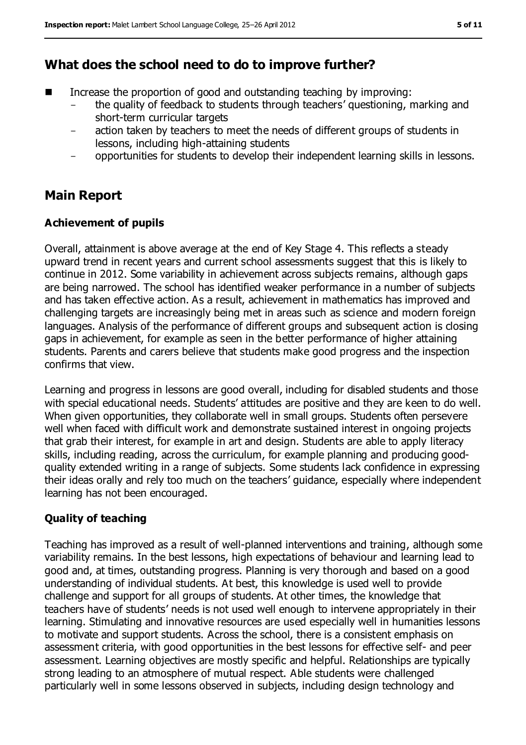## What does the school need to do to improve further?

- Increase the proportion of good and outstanding teaching by improving:
  - the quality of feedback to students through teachers' questioning, marking and short-term curricular targets
  - action taken by teachers to meet the needs of different groups of students in lessons, including high-attaining students
  - opportunities for students to develop their independent learning skills in lessons.

## Main Report

### Achievement of pupils

Overall, attainment is above average at the end of Key Stage 4. This reflects a steady upward trend in recent years and current school assessments suggest that this is likely to continue in 2012. Some variability in achievement across subjects remains, although gaps are being narrowed. The school has identified weaker performance in a number of subjects and has taken effective action. As a result, achievement in mathematics has improved and challenging targets are increasingly being met in areas such as science and modern foreign languages. Analysis of the performance of different groups and subsequent action is closing gaps in achievement, for example as seen in the better performance of higher attaining students. Parents and carers believe that students make good progress and the inspection confirms that view.

Learning and progress in lessons are good overall, including for disabled students and those with special educational needs. Students' attitudes are positive and they are keen to do well. When given opportunities, they collaborate well in small groups. Students often persevere well when faced with difficult work and demonstrate sustained interest in ongoing projects that grab their interest, for example in art and design. Students are able to apply literacy skills, including reading, across the curriculum, for example planning and producing good-quality extended writing in a range of subjects. Some students lack confidence in expressing their ideas orally and rely too much on the teachers' guidance, especially where independent learning has not been encouraged.

### Quality of teaching

Teaching has improved as a result of well-planned interventions and training, although some variability remains. In the best lessons, high expectations of behaviour and learning lead to good and, at times, outstanding progress. Planning is very thorough and based on a good understanding of individual students. At best, this knowledge is used well to provide challenge and support for all groups of students. At other times, the knowledge that teachers have of students' needs is not used well enough to intervene appropriately in their learning. Stimulating and innovative resources are used especially well in humanities lessons to motivate and support students. Across the school, there is a consistent emphasis on assessment criteria, with good opportunities in the best lessons for effective self- and peer assessment. Learning objectives are mostly specific and helpful. Relationships are typically strong leading to an atmosphere of mutual respect. Able students were challenged particularly well in some lessons observed in subjects, including design technology and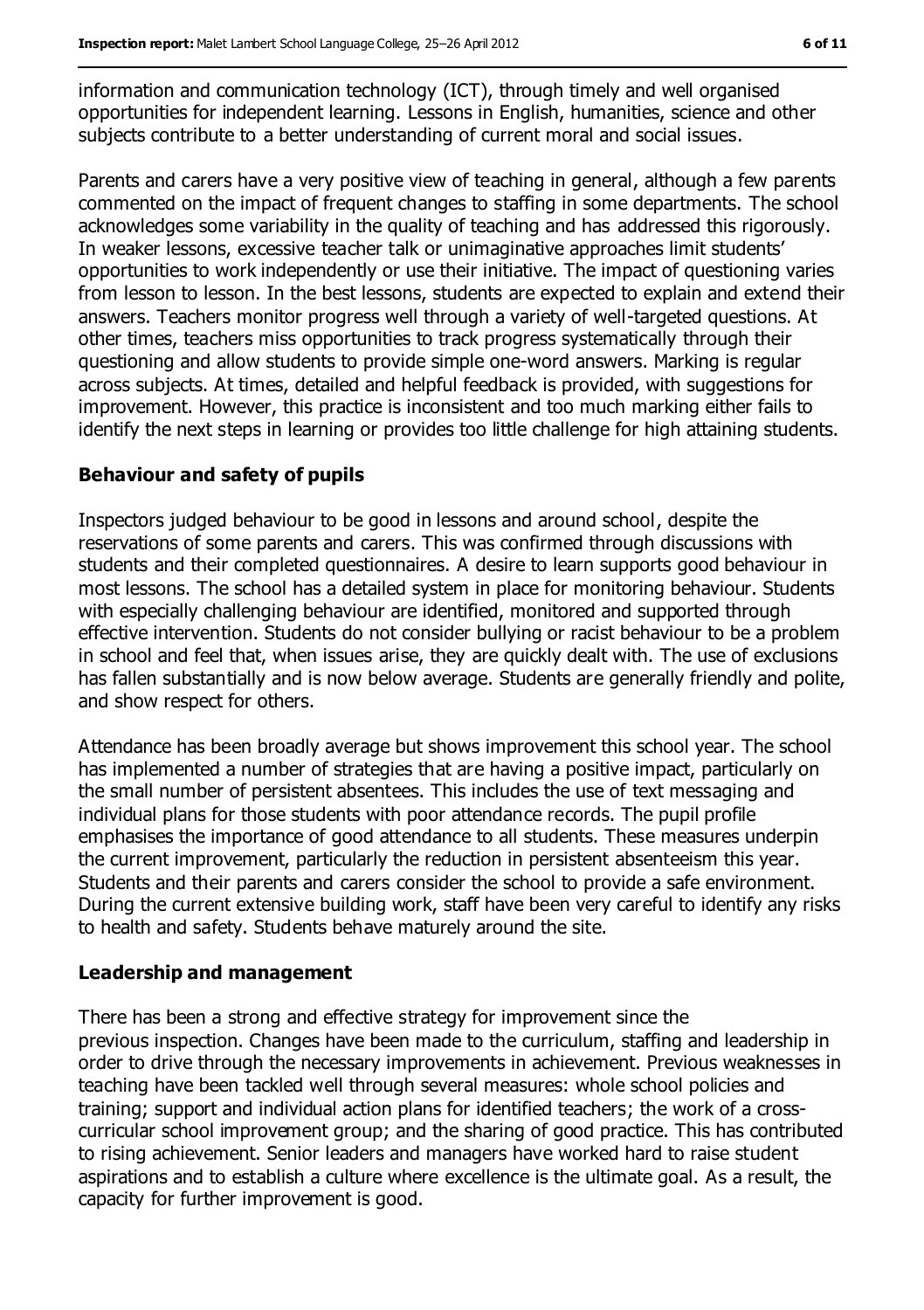information and communication technology (ICT), through timely and well organised opportunities for independent learning. Lessons in English, humanities, science and other subjects contribute to a better understanding of current moral and social issues.

Parents and carers have a very positive view of teaching in general, although a few parents commented on the impact of frequent changes to staffing in some departments. The school acknowledges some variability in the quality of teaching and has addressed this rigorously. In weaker lessons, excessive teacher talk or unimaginative approaches limit students' opportunities to work independently or use their initiative. The impact of questioning varies from lesson to lesson. In the best lessons, students are expected to explain and extend their answers. Teachers monitor progress well through a variety of well-targeted questions. At other times, teachers miss opportunities to track progress systematically through their questioning and allow students to provide simple one-word answers. Marking is regular across subjects. At times, detailed and helpful feedback is provided, with suggestions for improvement. However, this practice is inconsistent and too much marking either fails to identify the next steps in learning or provides too little challenge for high attaining students.

### Behaviour and safety of pupils

Inspectors judged behaviour to be good in lessons and around school, despite the reservations of some parents and carers. This was confirmed through discussions with students and their completed questionnaires. A desire to learn supports good behaviour in most lessons. The school has a detailed system in place for monitoring behaviour. Students with especially challenging behaviour are identified, monitored and supported through effective intervention. Students do not consider bullying or racist behaviour to be a problem in school and feel that, when issues arise, they are quickly dealt with. The use of exclusions has fallen substantially and is now below average. Students are generally friendly and polite, and show respect for others.

Attendance has been broadly average but shows improvement this school year. The school has implemented a number of strategies that are having a positive impact, particularly on the small number of persistent absentees. This includes the use of text messaging and individual plans for those students with poor attendance records. The pupil profile emphasises the importance of good attendance to all students. These measures underpin the current improvement, particularly the reduction in persistent absenteeism this year. Students and their parents and carers consider the school to provide a safe environment. During the current extensive building work, staff have been very careful to identify any risks to health and safety. Students behave maturely around the site.

### Leadership and management

There has been a strong and effective strategy for improvement since the previous inspection. Changes have been made to the curriculum, staffing and leadership in order to drive through the necessary improvements in achievement. Previous weaknesses in teaching have been tackled well through several measures: whole school policies and training; support and individual action plans for identified teachers; the work of a cross-curricular school improvement group; and the sharing of good practice. This has contributed to rising achievement. Senior leaders and managers have worked hard to raise student aspirations and to establish a culture where excellence is the ultimate goal. As a result, the capacity for further improvement is good.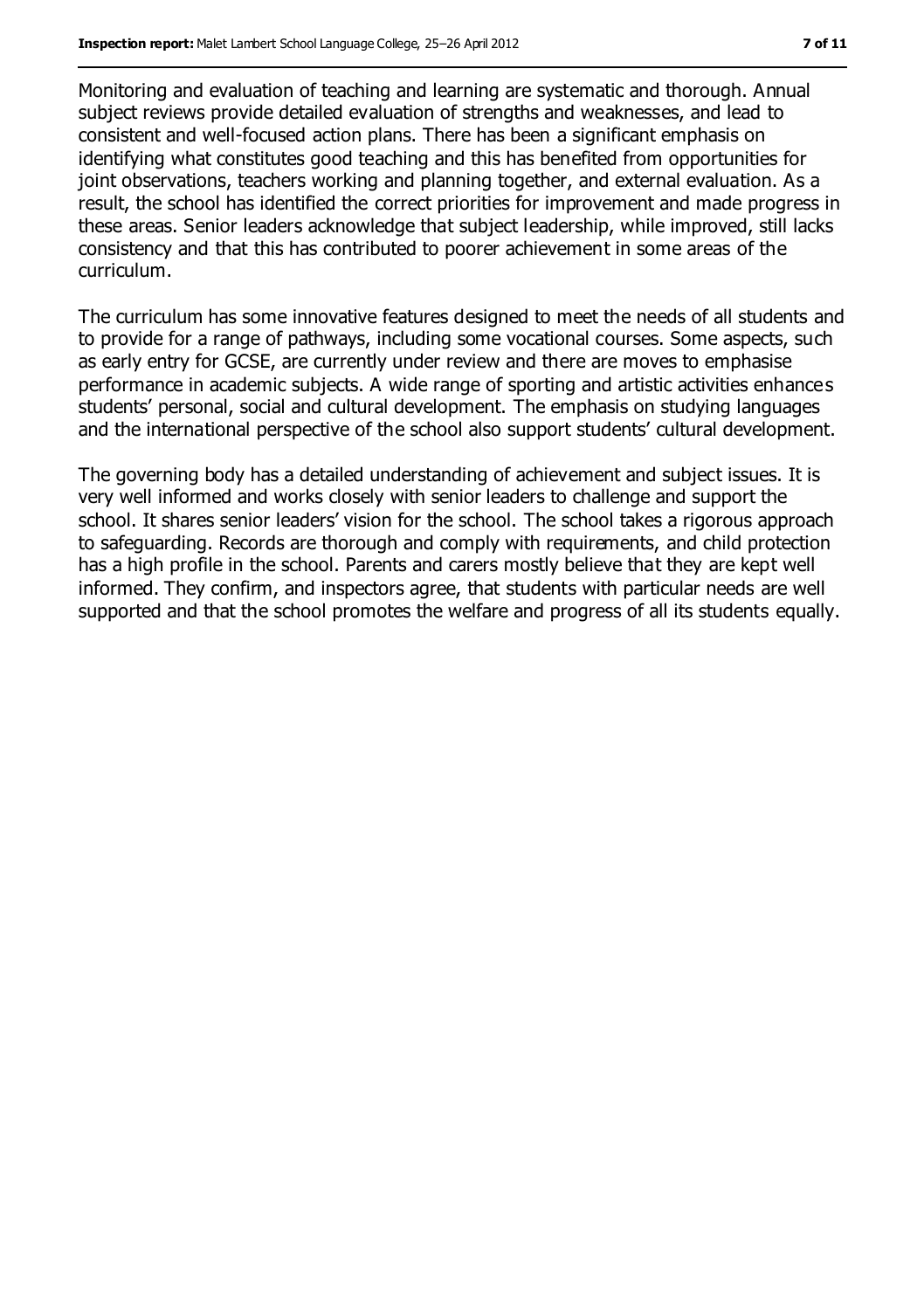Monitoring and evaluation of teaching and learning are systematic and thorough. Annual subject reviews provide detailed evaluation of strengths and weaknesses, and lead to consistent and well-focused action plans. There has been a significant emphasis on identifying what constitutes good teaching and this has benefited from opportunities for joint observations, teachers working and planning together, and external evaluation. As a result, the school has identified the correct priorities for improvement and made progress in these areas. Senior leaders acknowledge that subject leadership, while improved, still lacks consistency and that this has contributed to poorer achievement in some areas of the curriculum.

The curriculum has some innovative features designed to meet the needs of all students and to provide for a range of pathways, including some vocational courses. Some aspects, such as early entry for GCSE, are currently under review and there are moves to emphasise performance in academic subjects. A wide range of sporting and artistic activities enhances students' personal, social and cultural development. The emphasis on studying languages and the international perspective of the school also support students' cultural development.

The governing body has a detailed understanding of achievement and subject issues. It is very well informed and works closely with senior leaders to challenge and support the school. It shares senior leaders' vision for the school. The school takes a rigorous approach to safeguarding. Records are thorough and comply with requirements, and child protection has a high profile in the school. Parents and carers mostly believe that they are kept well informed. They confirm, and inspectors agree, that students with particular needs are well supported and that the school promotes the welfare and progress of all its students equally.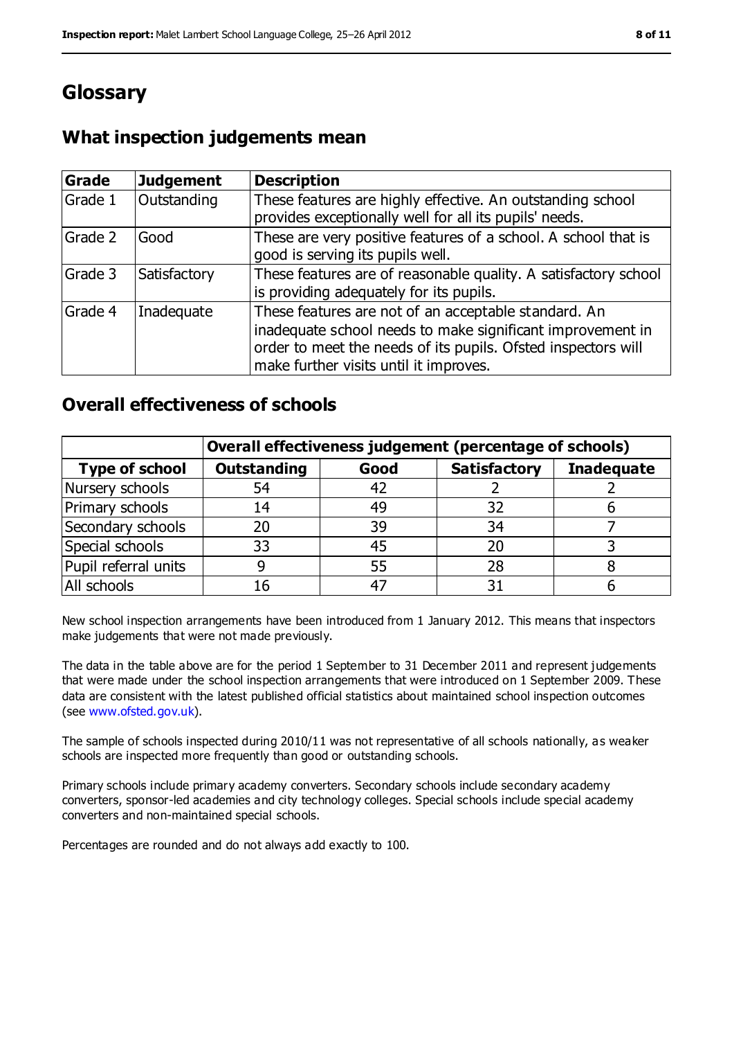# Glossary

## What inspection judgements mean

| Grade | Judgement | Description |
|---|---|---|
| Grade 1 | Outstanding | These features are highly effective. An outstanding school provides exceptionally well for all its pupils' needs. |
| Grade 2 | Good | These are very positive features of a school. A school that is good is serving its pupils well. |
| Grade 3 | Satisfactory | These features are of reasonable quality. A satisfactory school is providing adequately for its pupils. |
| Grade 4 | Inadequate | These features are not of an acceptable standard. An inadequate school needs to make significant improvement in order to meet the needs of its pupils. Ofsted inspectors will make further visits until it improves. |

## Overall effectiveness of schools

| | Overall effectiveness judgement (percentage of schools) | | | |
|---|---|---|---|---|
| **Type of school** | **Outstanding** | **Good** | **Satisfactory** | **Inadequate** |
| Nursery schools | 54 | 42 | 2 | 2 |
| Primary schools | 14 | 49 | 32 | 6 |
| Secondary schools | 20 | 39 | 34 | 7 |
| Special schools | 33 | 45 | 20 | 3 |
| Pupil referral units | 9 | 55 | 28 | 8 |
| All schools | 16 | 47 | 31 | 6 |

New school inspection arrangements have been introduced from 1 January 2012. This means that inspectors make judgements that were not made previously.

The data in the table above are for the period 1 September to 31 December 2011 and represent judgements that were made under the school inspection arrangements that were introduced on 1 September 2009. These data are consistent with the latest published official statistics about maintained school inspection outcomes (see www.ofsted.gov.uk).

The sample of schools inspected during 2010/11 was not representative of all schools nationally, as weaker schools are inspected more frequently than good or outstanding schools.

Primary schools include primary academy converters. Secondary schools include secondary academy converters, sponsor-led academies and city technology colleges. Special schools include special academy converters and non-maintained special schools.

Percentages are rounded and do not always add exactly to 100.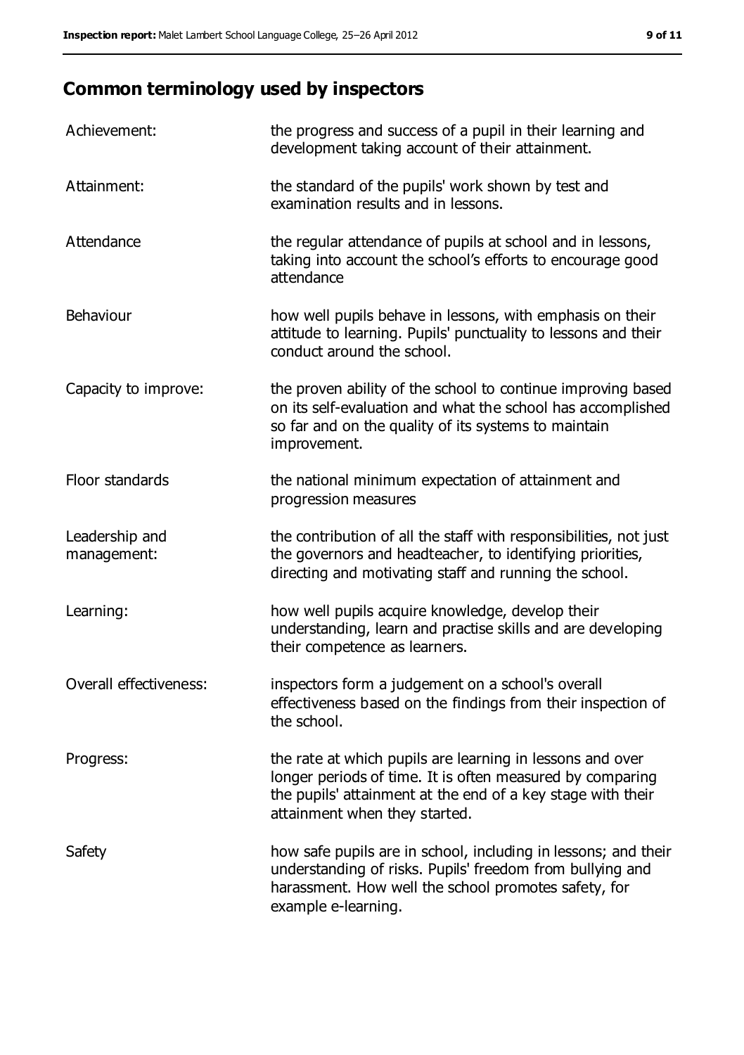## Common terminology used by inspectors

| | |
|---|---|
| Achievement: | the progress and success of a pupil in their learning and development taking account of their attainment. |
| Attainment: | the standard of the pupils' work shown by test and examination results and in lessons. |
| Attendance | the regular attendance of pupils at school and in lessons, taking into account the school's efforts to encourage good attendance |
| Behaviour | how well pupils behave in lessons, with emphasis on their attitude to learning. Pupils' punctuality to lessons and their conduct around the school. |
| Capacity to improve: | the proven ability of the school to continue improving based on its self-evaluation and what the school has accomplished so far and on the quality of its systems to maintain improvement. |
| Floor standards | the national minimum expectation of attainment and progression measures |
| Leadership and management: | the contribution of all the staff with responsibilities, not just the governors and headteacher, to identifying priorities, directing and motivating staff and running the school. |
| Learning: | how well pupils acquire knowledge, develop their understanding, learn and practise skills and are developing their competence as learners. |
| Overall effectiveness: | inspectors form a judgement on a school's overall effectiveness based on the findings from their inspection of the school. |
| Progress: | the rate at which pupils are learning in lessons and over longer periods of time. It is often measured by comparing the pupils' attainment at the end of a key stage with their attainment when they started. |
| Safety | how safe pupils are in school, including in lessons; and their understanding of risks. Pupils' freedom from bullying and harassment. How well the school promotes safety, for example e-learning. |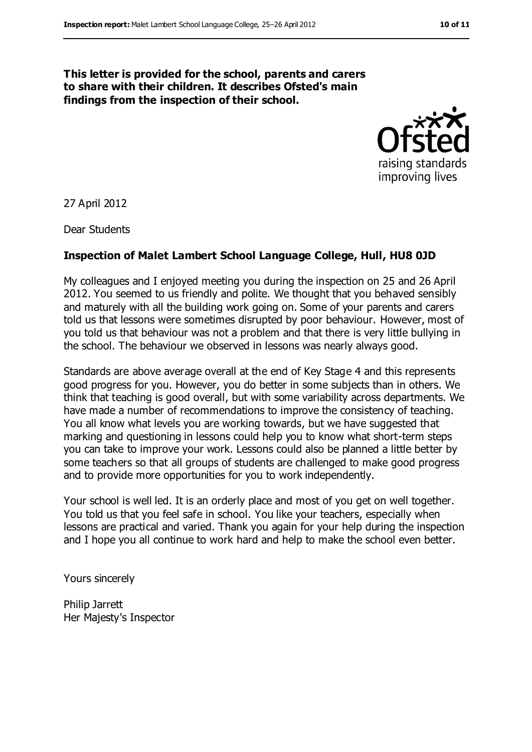**This letter is provided for the school, parents and carers to share with their children. It describes Ofsted's main findings from the inspection of their school.**

27 April 2012

Dear Students

**Inspection of Malet Lambert School Language College, Hull, HU8 0JD**

My colleagues and I enjoyed meeting you during the inspection on 25 and 26 April 2012. You seemed to us friendly and polite. We thought that you behaved sensibly and maturely with all the building work going on. Some of your parents and carers told us that lessons were sometimes disrupted by poor behaviour. However, most of you told us that behaviour was not a problem and that there is very little bullying in the school. The behaviour we observed in lessons was nearly always good.

Standards are above average overall at the end of Key Stage 4 and this represents good progress for you. However, you do better in some subjects than in others. We think that teaching is good overall, but with some variability across departments. We have made a number of recommendations to improve the consistency of teaching. You all know what levels you are working towards, but we have suggested that marking and questioning in lessons could help you to know what short-term steps you can take to improve your work. Lessons could also be planned a little better by some teachers so that all groups of students are challenged to make good progress and to provide more opportunities for you to work independently.

Your school is well led. It is an orderly place and most of you get on well together. You told us that you feel safe in school. You like your teachers, especially when lessons are practical and varied. Thank you again for your help during the inspection and I hope you all continue to work hard and help to make the school even better.

Yours sincerely

Philip Jarrett
Her Majesty's Inspector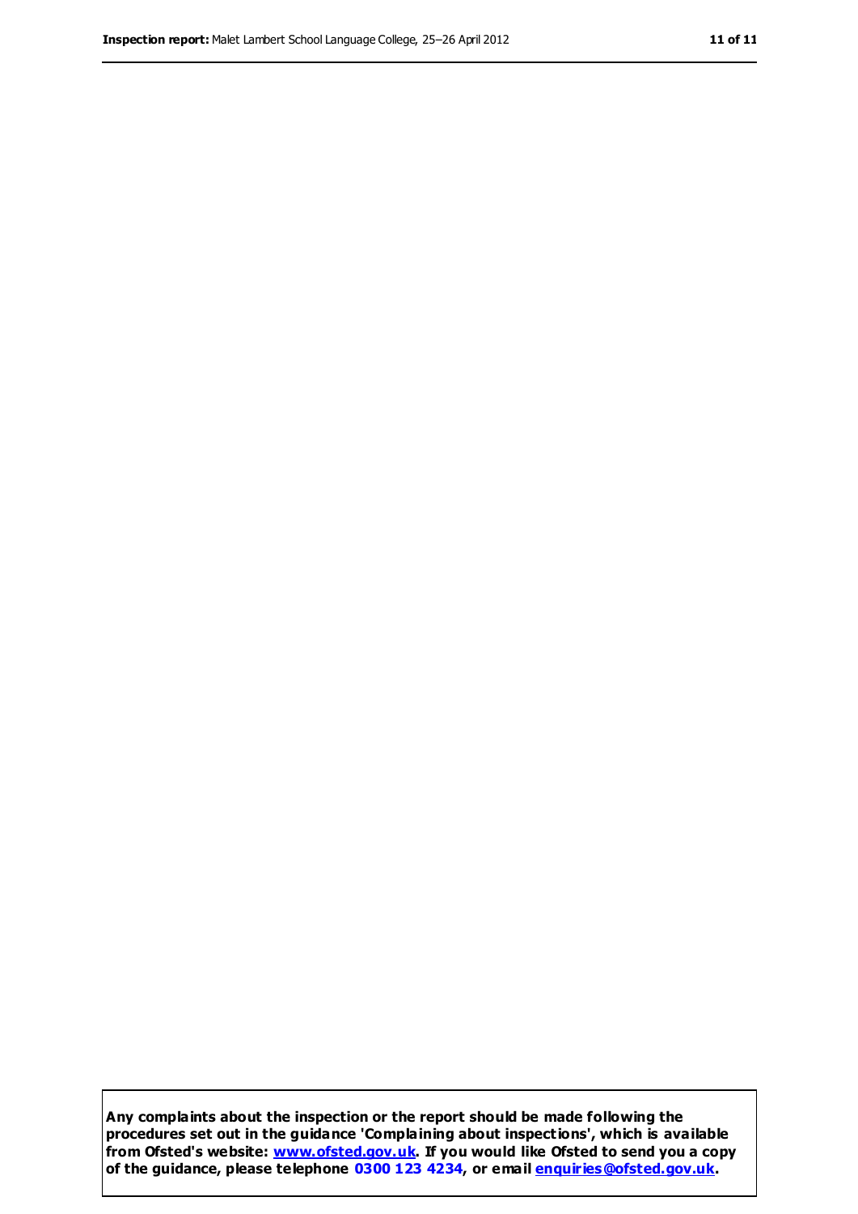**Any complaints about the inspection or the report should be made following the procedures set out in the guidance 'Complaining about inspections', which is available from Ofsted's website: [www.ofsted.gov.uk](http://www.ofsted.gov.uk). If you would like Ofsted to send you a copy of the guidance, please telephone 0300 123 4234, or email [enquiries@ofsted.gov.uk](mailto:enquiries@ofsted.gov.uk).**